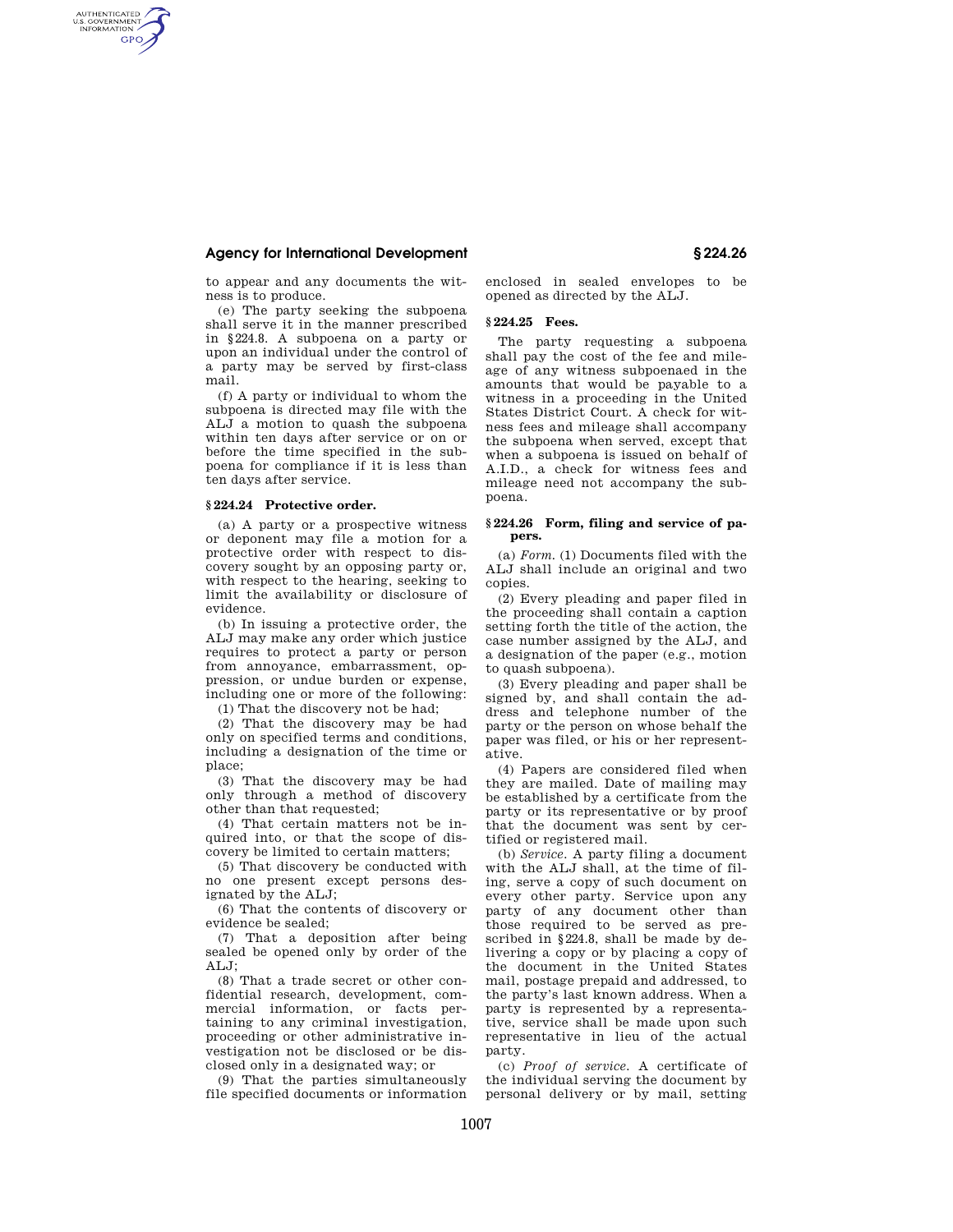to appear and any documents the witness is to produce.

(e) The party seeking the subpoena shall serve it in the manner prescribed in §224.8. A subpoena on a party or upon an individual under the control of a party may be served by first-class mail.

(f) A party or individual to whom the subpoena is directed may file with the ALJ a motion to quash the subpoena within ten days after service or on or before the time specified in the subpoena for compliance if it is less than ten days after service.

### § 224.24 Protective order.

(a) A party or a prospective witness or deponent may file a motion for a protective order with respect to discovery sought by an opposing party or, with respect to the hearing, seeking to limit the availability or disclosure of evidence.

(b) In issuing a protective order, the ALJ may make any order which justice requires to protect a party or person from annoyance, embarrassment, oppression, or undue burden or expense, including one or more of the following:

(1) That the discovery not be had;

(2) That the discovery may be had only on specified terms and conditions, including a designation of the time or place;

(3) That the discovery may be had only through a method of discovery other than that requested;

(4) That certain matters not be inquired into, or that the scope of discovery be limited to certain matters;

(5) That discovery be conducted with no one present except persons designated by the ALJ;

(6) That the contents of discovery or evidence be sealed;

(7) That a deposition after being sealed be opened only by order of the ALJ;

(8) That a trade secret or other confidential research, development, commercial information, or facts pertaining to any criminal investigation, proceeding or other administrative investigation not be disclosed or be disclosed only in a designated way; or

(9) That the parties simultaneously file specified documents or information enclosed in sealed envelopes to be opened as directed by the ALJ.

### § 224.25 Fees.

The party requesting a subpoena shall pay the cost of the fee and mileage of any witness subpoenaed in the amounts that would be payable to a witness in a proceeding in the United States District Court. A check for witness fees and mileage shall accompany the subpoena when served, except that when a subpoena is issued on behalf of A.I.D., a check for witness fees and mileage need not accompany the subpoena.

### § 224.26 Form, filing and service of papers.

(a) *Form.* (1) Documents filed with the ALJ shall include an original and two copies.

(2) Every pleading and paper filed in the proceeding shall contain a caption setting forth the title of the action, the case number assigned by the ALJ, and a designation of the paper (e.g., motion to quash subpoena).

(3) Every pleading and paper shall be signed by, and shall contain the address and telephone number of the party or the person on whose behalf the paper was filed, or his or her representative.

(4) Papers are considered filed when they are mailed. Date of mailing may be established by a certificate from the party or its representative or by proof that the document was sent by certified or registered mail.

(b) *Service.* A party filing a document with the ALJ shall, at the time of filing, serve a copy of such document on every other party. Service upon any party of any document other than those required to be served as prescribed in §224.8, shall be made by delivering a copy or by placing a copy of the document in the United States mail, postage prepaid and addressed, to the party's last known address. When a party is represented by a representative, service shall be made upon such representative in lieu of the actual party.

(c) *Proof of service.* A certificate of the individual serving the document by personal delivery or by mail, setting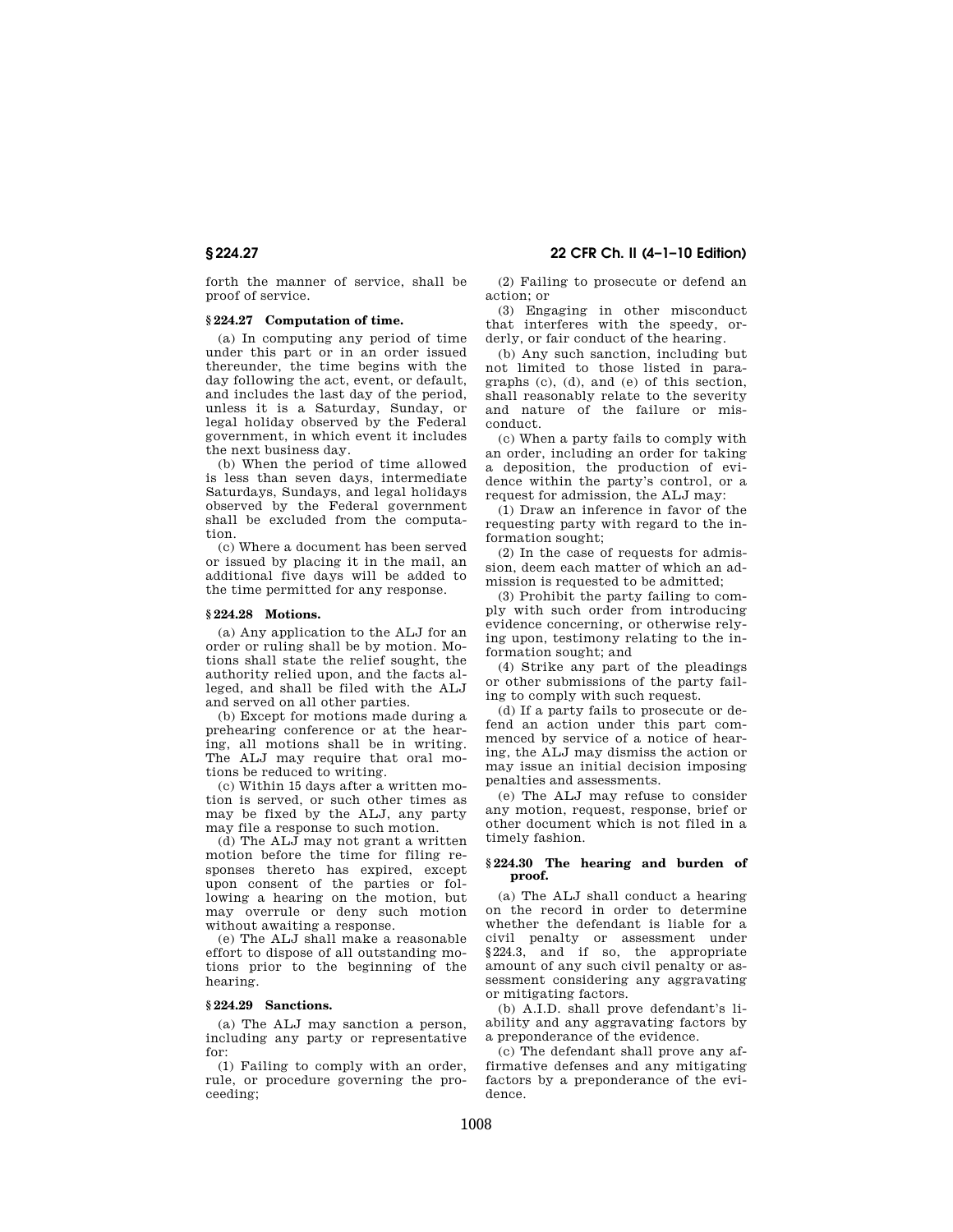forth the manner of service, shall be proof of service.

### § 224.27 Computation of time.

(a) In computing any period of time under this part or in an order issued thereunder, the time begins with the day following the act, event, or default, and includes the last day of the period, unless it is a Saturday, Sunday, or legal holiday observed by the Federal government, in which event it includes the next business day.

(b) When the period of time allowed is less than seven days, intermediate Saturdays, Sundays, and legal holidays observed by the Federal government shall be excluded from the computation.

(c) Where a document has been served or issued by placing it in the mail, an additional five days will be added to the time permitted for any response.

### § 224.28 Motions.

(a) Any application to the ALJ for an order or ruling shall be by motion. Motions shall state the relief sought, the authority relied upon, and the facts alleged, and shall be filed with the ALJ and served on all other parties.

(b) Except for motions made during a prehearing conference or at the hearing, all motions shall be in writing. The ALJ may require that oral motions be reduced to writing.

(c) Within 15 days after a written motion is served, or such other times as may be fixed by the ALJ, any party may file a response to such motion.

(d) The ALJ may not grant a written motion before the time for filing responses thereto has expired, except upon consent of the parties or following a hearing on the motion, but may overrule or deny such motion without awaiting a response.

(e) The ALJ shall make a reasonable effort to dispose of all outstanding motions prior to the beginning of the hearing.

### § 224.29 Sanctions.

(a) The ALJ may sanction a person, including any party or representative for:

(1) Failing to comply with an order, rule, or procedure governing the proceeding;

(2) Failing to prosecute or defend an action; or

(3) Engaging in other misconduct that interferes with the speedy, orderly, or fair conduct of the hearing.

(b) Any such sanction, including but not limited to those listed in paragraphs (c), (d), and (e) of this section, shall reasonably relate to the severity and nature of the failure or misconduct.

(c) When a party fails to comply with an order, including an order for taking a deposition, the production of evidence within the party's control, or a request for admission, the ALJ may:

(1) Draw an inference in favor of the requesting party with regard to the information sought;

(2) In the case of requests for admission, deem each matter of which an admission is requested to be admitted;

(3) Prohibit the party failing to comply with such order from introducing evidence concerning, or otherwise relying upon, testimony relating to the information sought; and

(4) Strike any part of the pleadings or other submissions of the party failing to comply with such request.

(d) If a party fails to prosecute or defend an action under this part commenced by service of a notice of hearing, the ALJ may dismiss the action or may issue an initial decision imposing penalties and assessments.

(e) The ALJ may refuse to consider any motion, request, response, brief or other document which is not filed in a timely fashion.

### § 224.30 The hearing and burden of proof.

(a) The ALJ shall conduct a hearing on the record in order to determine whether the defendant is liable for a civil penalty or assessment under §224.3, and if so, the appropriate amount of any such civil penalty or assessment considering any aggravating or mitigating factors.

(b) A.I.D. shall prove defendant's liability and any aggravating factors by a preponderance of the evidence.

(c) The defendant shall prove any affirmative defenses and any mitigating factors by a preponderance of the evidence.